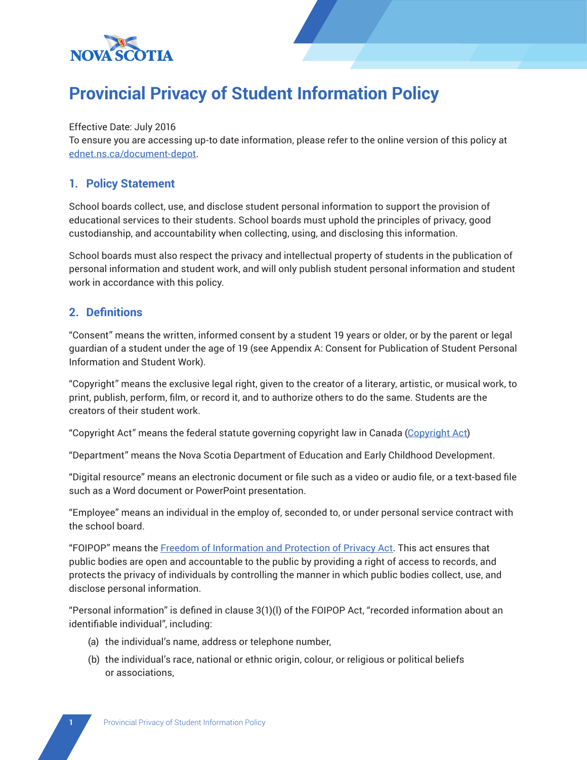# Provincial Privacy of Student Information Policy

Effective Date: July 2016
To ensure you are accessing up-to date information, please refer to the online version of this policy at ednet.ns.ca/document-depot.

## 1. Policy Statement

School boards collect, use, and disclose student personal information to support the provision of educational services to their students. School boards must uphold the principles of privacy, good custodianship, and accountability when collecting, using, and disclosing this information.

School boards must also respect the privacy and intellectual property of students in the publication of personal information and student work, and will only publish student personal information and student work in accordance with this policy.

## 2. Definitions

"Consent" means the written, informed consent by a student 19 years or older, or by the parent or legal guardian of a student under the age of 19 (see Appendix A: Consent for Publication of Student Personal Information and Student Work).

"Copyright" means the exclusive legal right, given to the creator of a literary, artistic, or musical work, to print, publish, perform, film, or record it, and to authorize others to do the same. Students are the creators of their student work.

"Copyright Act" means the federal statute governing copyright law in Canada (Copyright Act)

"Department" means the Nova Scotia Department of Education and Early Childhood Development.

"Digital resource" means an electronic document or file such as a video or audio file, or a text-based file such as a Word document or PowerPoint presentation.

"Employee" means an individual in the employ of, seconded to, or under personal service contract with the school board.

"FOIPOP" means the Freedom of Information and Protection of Privacy Act. This act ensures that public bodies are open and accountable to the public by providing a right of access to records, and protects the privacy of individuals by controlling the manner in which public bodies collect, use, and disclose personal information.

"Personal information" is defined in clause 3(1)(l) of the FOIPOP Act, "recorded information about an identifiable individual", including:

(a) the individual's name, address or telephone number,

(b) the individual's race, national or ethnic origin, colour, or religious or political beliefs or associations,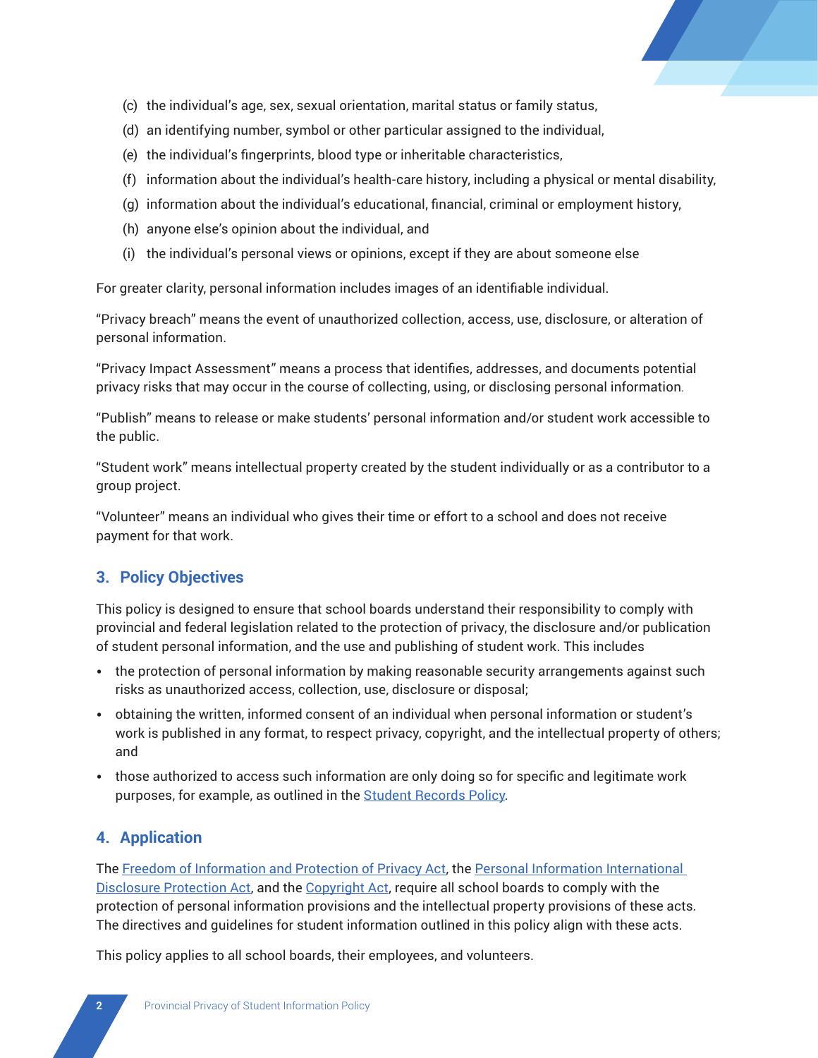(c) the individual's age, sex, sexual orientation, marital status or family status,

(d) an identifying number, symbol or other particular assigned to the individual,

(e) the individual's fingerprints, blood type or inheritable characteristics,

(f) information about the individual's health-care history, including a physical or mental disability,

(g) information about the individual's educational, financial, criminal or employment history,

(h) anyone else's opinion about the individual, and

(i) the individual's personal views or opinions, except if they are about someone else

For greater clarity, personal information includes images of an identifiable individual.

"Privacy breach" means the event of unauthorized collection, access, use, disclosure, or alteration of personal information.

"Privacy Impact Assessment" means a process that identifies, addresses, and documents potential privacy risks that may occur in the course of collecting, using, or disclosing personal information.

"Publish" means to release or make students' personal information and/or student work accessible to the public.

"Student work" means intellectual property created by the student individually or as a contributor to a group project.

"Volunteer" means an individual who gives their time or effort to a school and does not receive payment for that work.

## 3. Policy Objectives

This policy is designed to ensure that school boards understand their responsibility to comply with provincial and federal legislation related to the protection of privacy, the disclosure and/or publication of student personal information, and the use and publishing of student work. This includes

- the protection of personal information by making reasonable security arrangements against such risks as unauthorized access, collection, use, disclosure or disposal;
- obtaining the written, informed consent of an individual when personal information or student's work is published in any format, to respect privacy, copyright, and the intellectual property of others; and
- those authorized to access such information are only doing so for specific and legitimate work purposes, for example, as outlined in the Student Records Policy.

## 4. Application

The Freedom of Information and Protection of Privacy Act, the Personal Information International Disclosure Protection Act, and the Copyright Act, require all school boards to comply with the protection of personal information provisions and the intellectual property provisions of these acts. The directives and guidelines for student information outlined in this policy align with these acts.

This policy applies to all school boards, their employees, and volunteers.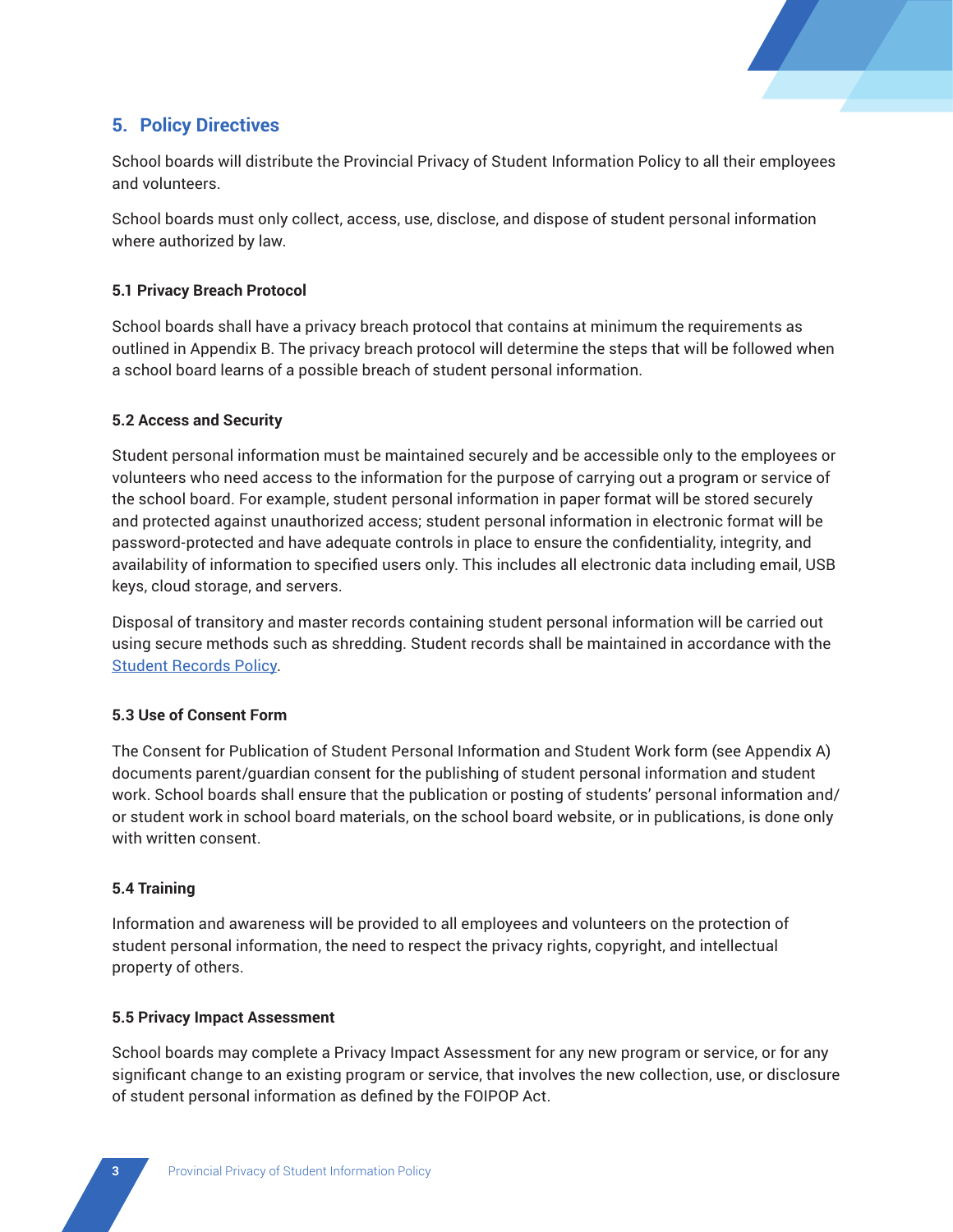## 5. Policy Directives

School boards will distribute the Provincial Privacy of Student Information Policy to all their employees and volunteers.

School boards must only collect, access, use, disclose, and dispose of student personal information where authorized by law.

### 5.1 Privacy Breach Protocol

School boards shall have a privacy breach protocol that contains at minimum the requirements as outlined in Appendix B. The privacy breach protocol will determine the steps that will be followed when a school board learns of a possible breach of student personal information.

### 5.2 Access and Security

Student personal information must be maintained securely and be accessible only to the employees or volunteers who need access to the information for the purpose of carrying out a program or service of the school board. For example, student personal information in paper format will be stored securely and protected against unauthorized access; student personal information in electronic format will be password-protected and have adequate controls in place to ensure the confidentiality, integrity, and availability of information to specified users only. This includes all electronic data including email, USB keys, cloud storage, and servers.

Disposal of transitory and master records containing student personal information will be carried out using secure methods such as shredding. Student records shall be maintained in accordance with the Student Records Policy.

### 5.3 Use of Consent Form

The Consent for Publication of Student Personal Information and Student Work form (see Appendix A) documents parent/guardian consent for the publishing of student personal information and student work. School boards shall ensure that the publication or posting of students' personal information and/or student work in school board materials, on the school board website, or in publications, is done only with written consent.

### 5.4 Training

Information and awareness will be provided to all employees and volunteers on the protection of student personal information, the need to respect the privacy rights, copyright, and intellectual property of others.

### 5.5 Privacy Impact Assessment

School boards may complete a Privacy Impact Assessment for any new program or service, or for any significant change to an existing program or service, that involves the new collection, use, or disclosure of student personal information as defined by the FOIPOP Act.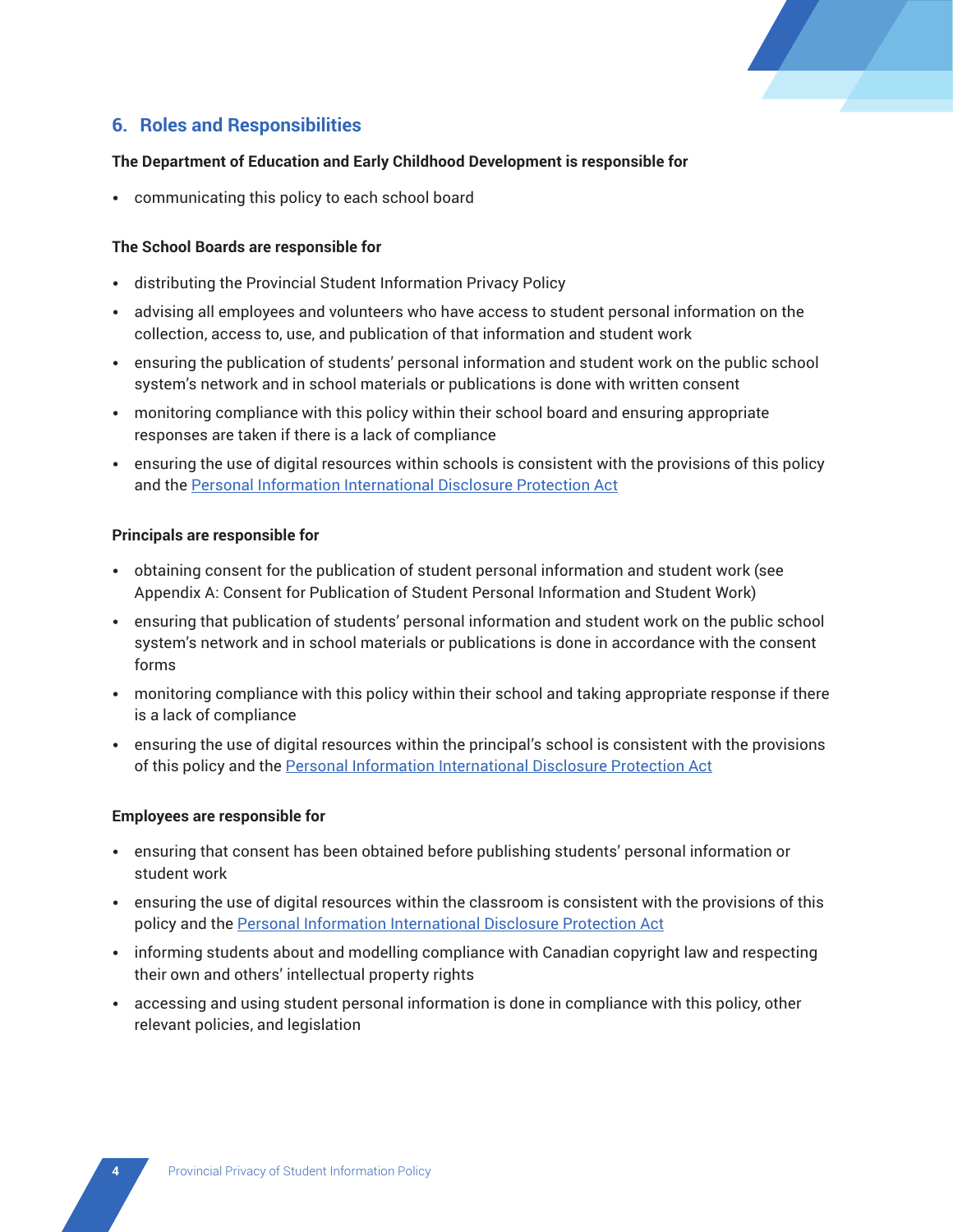## 6. Roles and Responsibilities

**The Department of Education and Early Childhood Development is responsible for**

- communicating this policy to each school board

**The School Boards are responsible for**

- distributing the Provincial Student Information Privacy Policy
- advising all employees and volunteers who have access to student personal information on the collection, access to, use, and publication of that information and student work
- ensuring the publication of students' personal information and student work on the public school system's network and in school materials or publications is done with written consent
- monitoring compliance with this policy within their school board and ensuring appropriate responses are taken if there is a lack of compliance
- ensuring the use of digital resources within schools is consistent with the provisions of this policy and the Personal Information International Disclosure Protection Act

**Principals are responsible for**

- obtaining consent for the publication of student personal information and student work (see Appendix A: Consent for Publication of Student Personal Information and Student Work)
- ensuring that publication of students' personal information and student work on the public school system's network and in school materials or publications is done in accordance with the consent forms
- monitoring compliance with this policy within their school and taking appropriate response if there is a lack of compliance
- ensuring the use of digital resources within the principal's school is consistent with the provisions of this policy and the Personal Information International Disclosure Protection Act

**Employees are responsible for**

- ensuring that consent has been obtained before publishing students' personal information or student work
- ensuring the use of digital resources within the classroom is consistent with the provisions of this policy and the Personal Information International Disclosure Protection Act
- informing students about and modelling compliance with Canadian copyright law and respecting their own and others' intellectual property rights
- accessing and using student personal information is done in compliance with this policy, other relevant policies, and legislation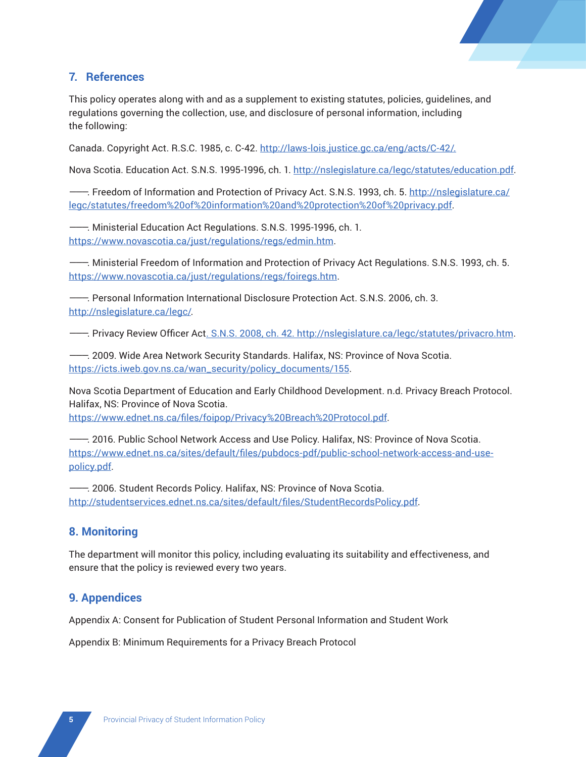## 7. References

This policy operates along with and as a supplement to existing statutes, policies, guidelines, and regulations governing the collection, use, and disclosure of personal information, including the following:

Canada. Copyright Act. R.S.C. 1985, c. C-42. http://laws-lois.justice.gc.ca/eng/acts/C-42/.

Nova Scotia. Education Act. S.N.S. 1995-1996, ch. 1. http://nslegislature.ca/legc/statutes/education.pdf.

——. Freedom of Information and Protection of Privacy Act. S.N.S. 1993, ch. 5. http://nslegislature.ca/legc/statutes/freedom%20of%20information%20and%20protection%20of%20privacy.pdf.

——. Ministerial Education Act Regulations. S.N.S. 1995-1996, ch. 1. https://www.novascotia.ca/just/regulations/regs/edmin.htm.

——. Ministerial Freedom of Information and Protection of Privacy Act Regulations. S.N.S. 1993, ch. 5. https://www.novascotia.ca/just/regulations/regs/foiregs.htm.

——. Personal Information International Disclosure Protection Act. S.N.S. 2006, ch. 3. http://nslegislature.ca/legc/.

——. Privacy Review Officer Act. S.N.S. 2008, ch. 42. http://nslegislature.ca/legc/statutes/privacro.htm.

——. 2009. Wide Area Network Security Standards. Halifax, NS: Province of Nova Scotia. https://icts.iweb.gov.ns.ca/wan_security/policy_documents/155.

Nova Scotia Department of Education and Early Childhood Development. n.d. Privacy Breach Protocol. Halifax, NS: Province of Nova Scotia. https://www.ednet.ns.ca/files/foipop/Privacy%20Breach%20Protocol.pdf.

——. 2016. Public School Network Access and Use Policy. Halifax, NS: Province of Nova Scotia. https://www.ednet.ns.ca/sites/default/files/pubdocs-pdf/public-school-network-access-and-use-policy.pdf.

——. 2006. Student Records Policy. Halifax, NS: Province of Nova Scotia. http://studentservices.ednet.ns.ca/sites/default/files/StudentRecordsPolicy.pdf.

## 8. Monitoring

The department will monitor this policy, including evaluating its suitability and effectiveness, and ensure that the policy is reviewed every two years.

## 9. Appendices

Appendix A: Consent for Publication of Student Personal Information and Student Work

Appendix B: Minimum Requirements for a Privacy Breach Protocol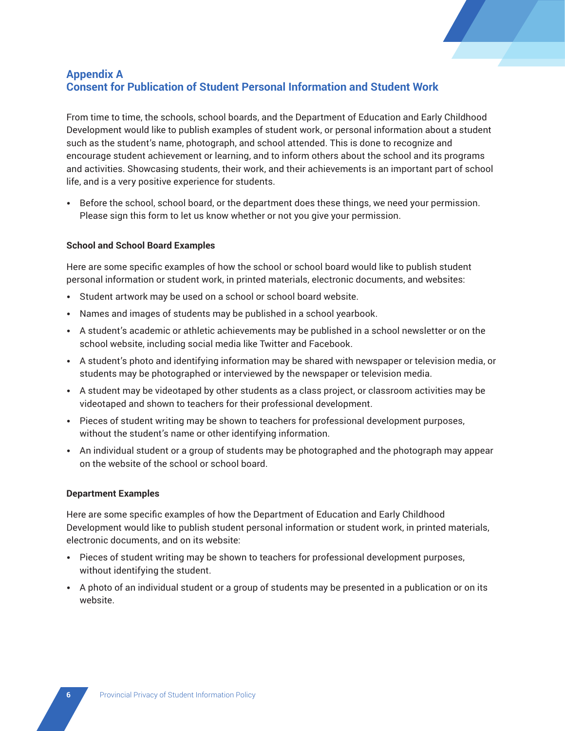## Appendix A
## Consent for Publication of Student Personal Information and Student Work

From time to time, the schools, school boards, and the Department of Education and Early Childhood Development would like to publish examples of student work, or personal information about a student such as the student's name, photograph, and school attended. This is done to recognize and encourage student achievement or learning, and to inform others about the school and its programs and activities. Showcasing students, their work, and their achievements is an important part of school life, and is a very positive experience for students.

- Before the school, school board, or the department does these things, we need your permission. Please sign this form to let us know whether or not you give your permission.

**School and School Board Examples**

Here are some specific examples of how the school or school board would like to publish student personal information or student work, in printed materials, electronic documents, and websites:

- Student artwork may be used on a school or school board website.
- Names and images of students may be published in a school yearbook.
- A student's academic or athletic achievements may be published in a school newsletter or on the school website, including social media like Twitter and Facebook.
- A student's photo and identifying information may be shared with newspaper or television media, or students may be photographed or interviewed by the newspaper or television media.
- A student may be videotaped by other students as a class project, or classroom activities may be videotaped and shown to teachers for their professional development.
- Pieces of student writing may be shown to teachers for professional development purposes, without the student's name or other identifying information.
- An individual student or a group of students may be photographed and the photograph may appear on the website of the school or school board.

**Department Examples**

Here are some specific examples of how the Department of Education and Early Childhood Development would like to publish student personal information or student work, in printed materials, electronic documents, and on its website:

- Pieces of student writing may be shown to teachers for professional development purposes, without identifying the student.
- A photo of an individual student or a group of students may be presented in a publication or on its website.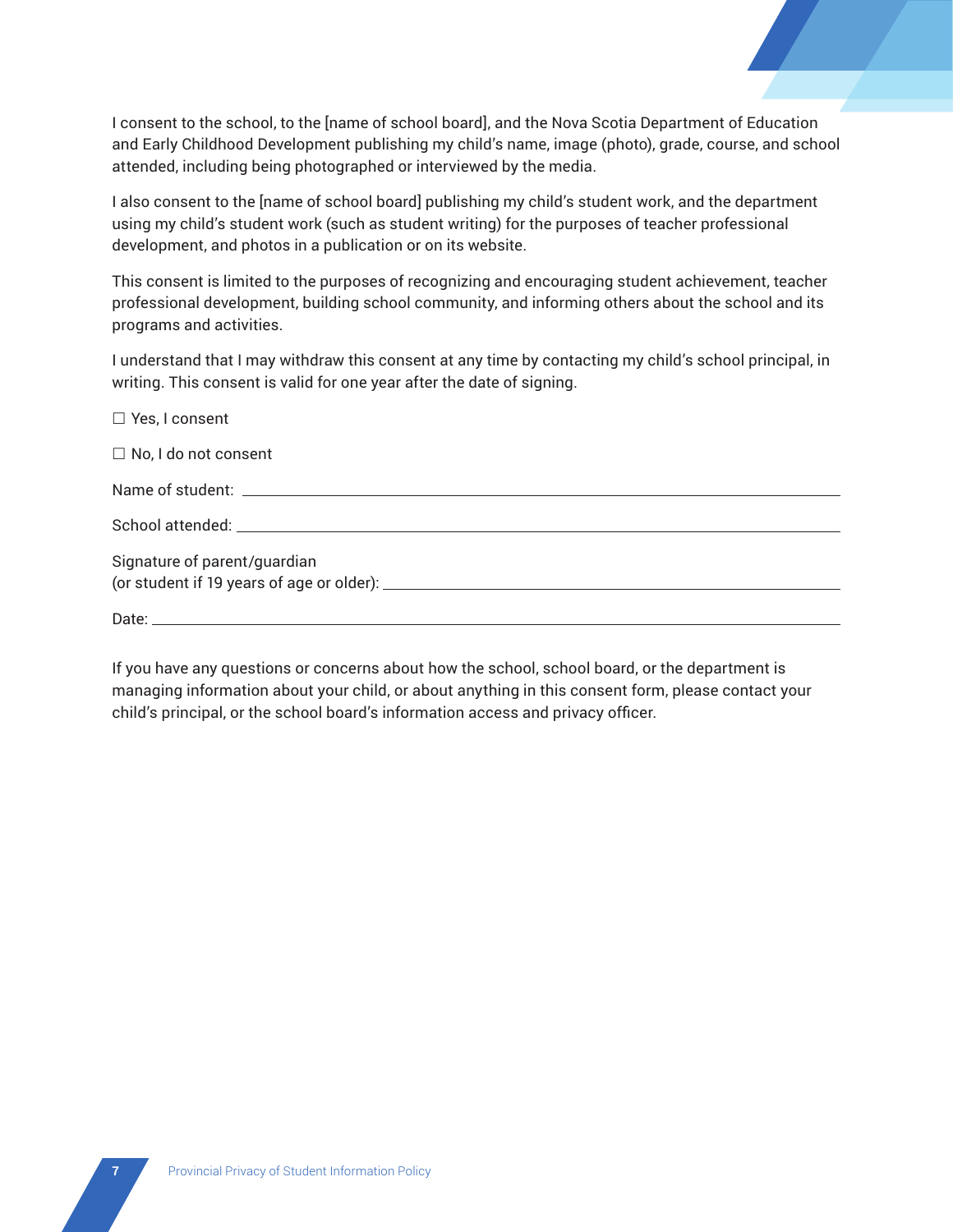I consent to the school, to the [name of school board], and the Nova Scotia Department of Education and Early Childhood Development publishing my child's name, image (photo), grade, course, and school attended, including being photographed or interviewed by the media.

I also consent to the [name of school board] publishing my child's student work, and the department using my child's student work (such as student writing) for the purposes of teacher professional development, and photos in a publication or on its website.

This consent is limited to the purposes of recognizing and encouraging student achievement, teacher professional development, building school community, and informing others about the school and its programs and activities.

I understand that I may withdraw this consent at any time by contacting my child's school principal, in writing. This consent is valid for one year after the date of signing.

☐ Yes, I consent

☐ No, I do not consent

Name of student: ______________________________

School attended: ______________________________

Signature of parent/guardian
(or student if 19 years of age or older): ______________________________

Date: ______________________________

If you have any questions or concerns about how the school, school board, or the department is managing information about your child, or about anything in this consent form, please contact your child's principal, or the school board's information access and privacy officer.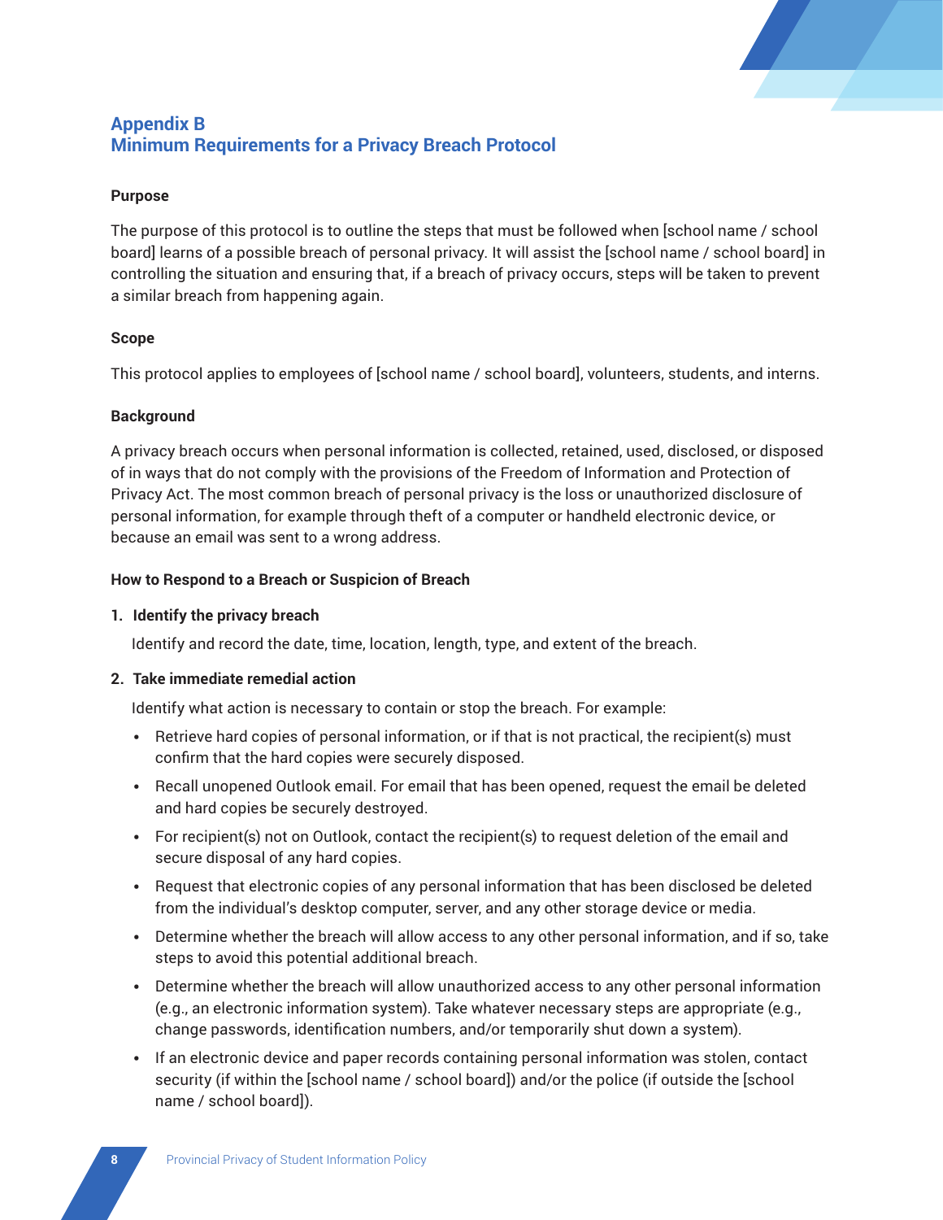## Appendix B
## Minimum Requirements for a Privacy Breach Protocol

### Purpose

The purpose of this protocol is to outline the steps that must be followed when [school name / school board] learns of a possible breach of personal privacy. It will assist the [school name / school board] in controlling the situation and ensuring that, if a breach of privacy occurs, steps will be taken to prevent a similar breach from happening again.

### Scope

This protocol applies to employees of [school name / school board], volunteers, students, and interns.

### Background

A privacy breach occurs when personal information is collected, retained, used, disclosed, or disposed of in ways that do not comply with the provisions of the Freedom of Information and Protection of Privacy Act. The most common breach of personal privacy is the loss or unauthorized disclosure of personal information, for example through theft of a computer or handheld electronic device, or because an email was sent to a wrong address.

### How to Respond to a Breach or Suspicion of Breach

1. **Identify the privacy breach**

   Identify and record the date, time, location, length, type, and extent of the breach.

2. **Take immediate remedial action**

   Identify what action is necessary to contain or stop the breach. For example:

   - Retrieve hard copies of personal information, or if that is not practical, the recipient(s) must confirm that the hard copies were securely disposed.
   - Recall unopened Outlook email. For email that has been opened, request the email be deleted and hard copies be securely destroyed.
   - For recipient(s) not on Outlook, contact the recipient(s) to request deletion of the email and secure disposal of any hard copies.
   - Request that electronic copies of any personal information that has been disclosed be deleted from the individual's desktop computer, server, and any other storage device or media.
   - Determine whether the breach will allow access to any other personal information, and if so, take steps to avoid this potential additional breach.
   - Determine whether the breach will allow unauthorized access to any other personal information (e.g., an electronic information system). Take whatever necessary steps are appropriate (e.g., change passwords, identification numbers, and/or temporarily shut down a system).
   - If an electronic device and paper records containing personal information was stolen, contact security (if within the [school name / school board]) and/or the police (if outside the [school name / school board]).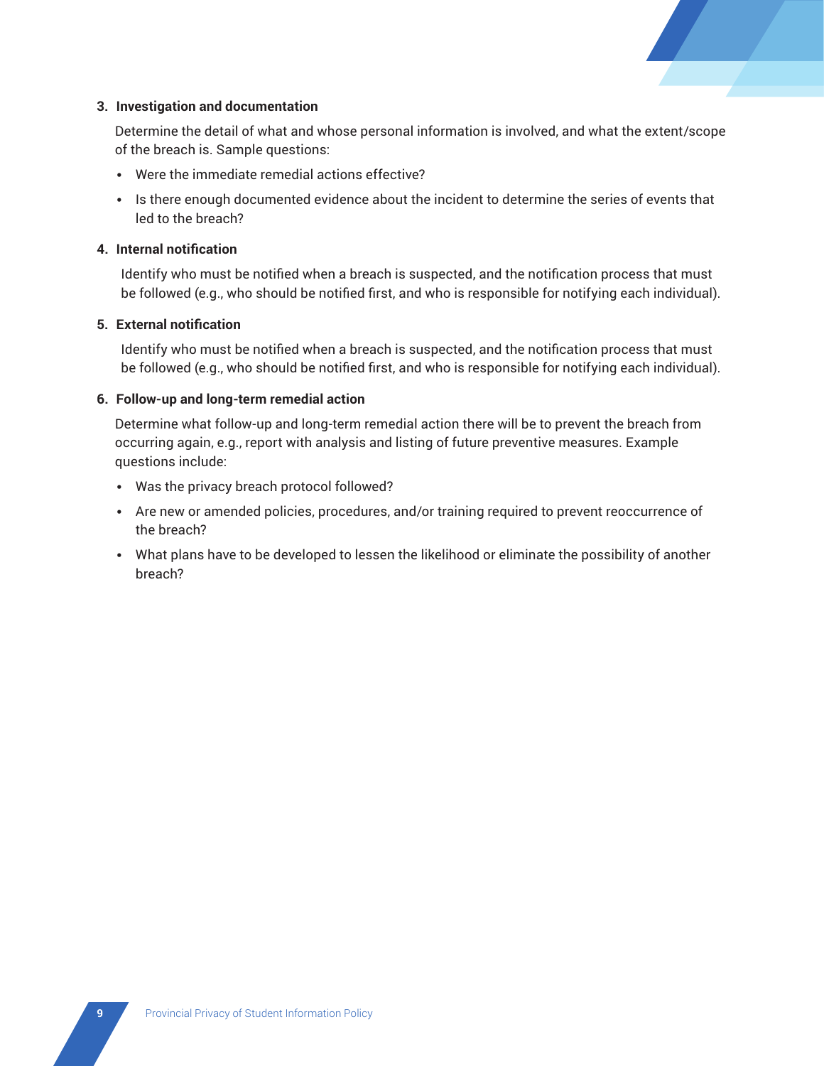3. **Investigation and documentation**

   Determine the detail of what and whose personal information is involved, and what the extent/scope of the breach is. Sample questions:

   - Were the immediate remedial actions effective?
   - Is there enough documented evidence about the incident to determine the series of events that led to the breach?

4. **Internal notification**

   Identify who must be notified when a breach is suspected, and the notification process that must be followed (e.g., who should be notified first, and who is responsible for notifying each individual).

5. **External notification**

   Identify who must be notified when a breach is suspected, and the notification process that must be followed (e.g., who should be notified first, and who is responsible for notifying each individual).

6. **Follow-up and long-term remedial action**

   Determine what follow-up and long-term remedial action there will be to prevent the breach from occurring again, e.g., report with analysis and listing of future preventive measures. Example questions include:

   - Was the privacy breach protocol followed?
   - Are new or amended policies, procedures, and/or training required to prevent reoccurrence of the breach?
   - What plans have to be developed to lessen the likelihood or eliminate the possibility of another breach?